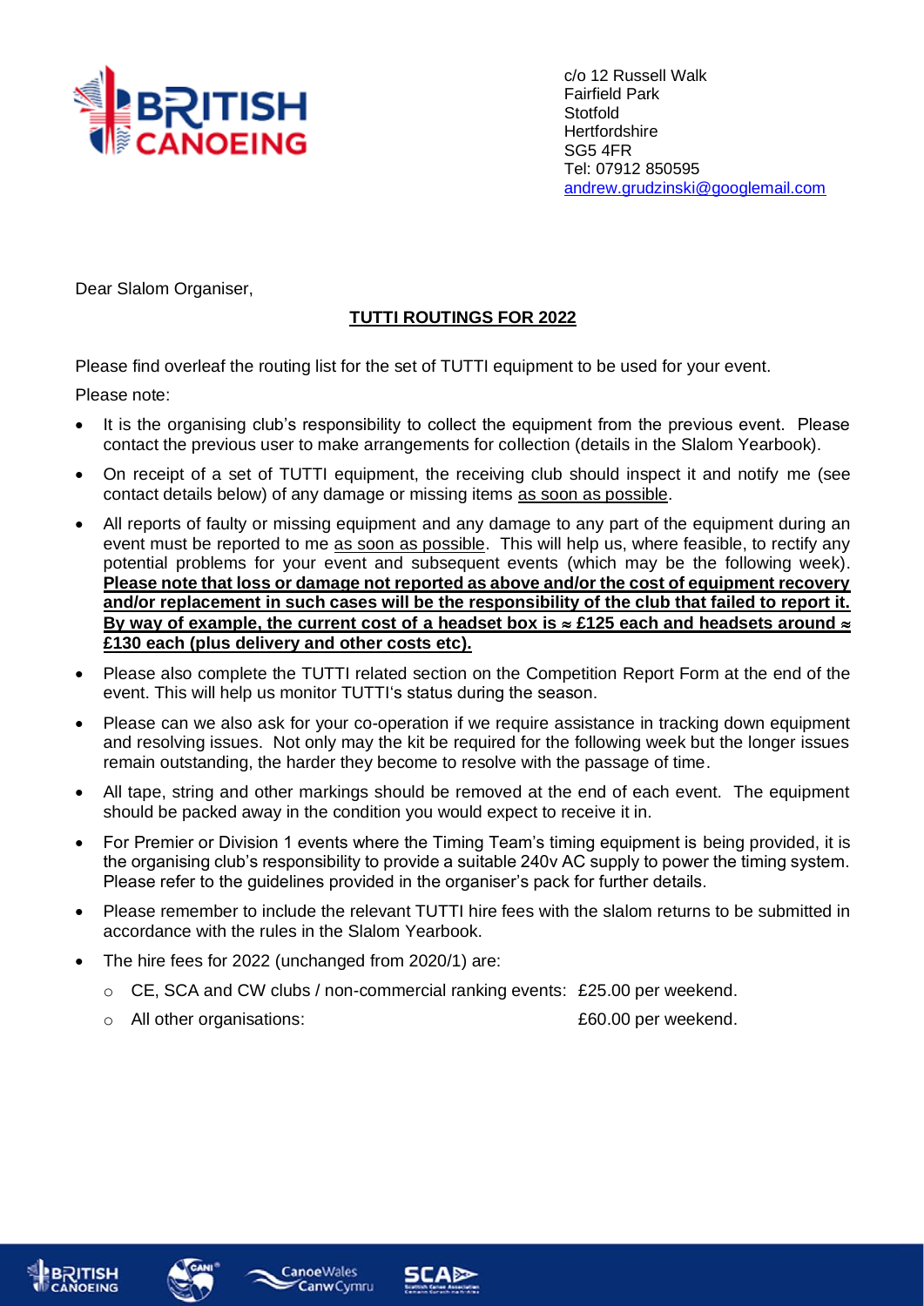c/o 12 Russell Walk
Fairfield Park
Stotfold
Hertfordshire
SG5 4FR
Tel: 07912 850595
andrew.grudzinski@googlemail.com

Dear Slalom Organiser,

## TUTTI ROUTINGS FOR 2022

Please find overleaf the routing list for the set of TUTTI equipment to be used for your event.

Please note:

- It is the organising club's responsibility to collect the equipment from the previous event. Please contact the previous user to make arrangements for collection (details in the Slalom Yearbook).
- On receipt of a set of TUTTI equipment, the receiving club should inspect it and notify me (see contact details below) of any damage or missing items as soon as possible.
- All reports of faulty or missing equipment and any damage to any part of the equipment during an event must be reported to me as soon as possible. This will help us, where feasible, to rectify any potential problems for your event and subsequent events (which may be the following week). **Please note that loss or damage not reported as above and/or the cost of equipment recovery and/or replacement in such cases will be the responsibility of the club that failed to report it. By way of example, the current cost of a headset box is ≈ £125 each and headsets around ≈ £130 each (plus delivery and other costs etc).**
- Please also complete the TUTTI related section on the Competition Report Form at the end of the event. This will help us monitor TUTTI's status during the season.
- Please can we also ask for your co-operation if we require assistance in tracking down equipment and resolving issues. Not only may the kit be required for the following week but the longer issues remain outstanding, the harder they become to resolve with the passage of time.
- All tape, string and other markings should be removed at the end of each event. The equipment should be packed away in the condition you would expect to receive it in.
- For Premier or Division 1 events where the Timing Team's timing equipment is being provided, it is the organising club's responsibility to provide a suitable 240v AC supply to power the timing system. Please refer to the guidelines provided in the organiser's pack for further details.
- Please remember to include the relevant TUTTI hire fees with the slalom returns to be submitted in accordance with the rules in the Slalom Yearbook.
- The hire fees for 2022 (unchanged from 2020/1) are:
  - CE, SCA and CW clubs / non-commercial ranking events: £25.00 per weekend.
  - All other organisations: £60.00 per weekend.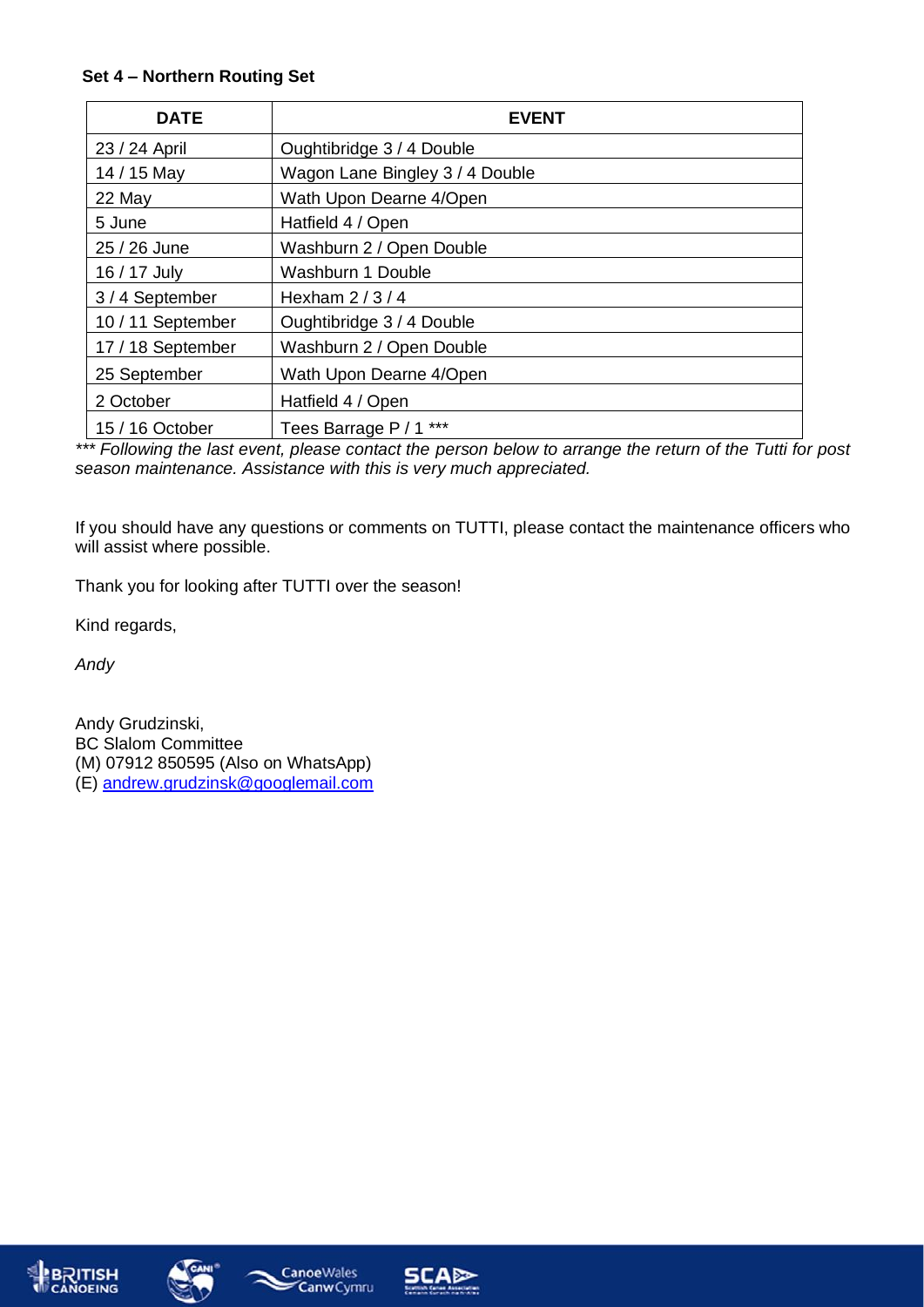**Set 4 – Northern Routing Set**

| DATE | EVENT |
|---|---|
| 23 / 24 April | Oughtibridge 3 / 4 Double |
| 14 / 15 May | Wagon Lane Bingley 3 / 4 Double |
| 22 May | Wath Upon Dearne 4/Open |
| 5 June | Hatfield 4 / Open |
| 25 / 26 June | Washburn 2 / Open Double |
| 16 / 17 July | Washburn 1 Double |
| 3 / 4 September | Hexham 2 / 3 / 4 |
| 10 / 11 September | Oughtibridge 3 / 4 Double |
| 17 / 18 September | Washburn 2 / Open Double |
| 25 September | Wath Upon Dearne 4/Open |
| 2 October | Hatfield 4 / Open |
| 15 / 16 October | Tees Barrage P / 1 *** |

*\*\*\* Following the last event, please contact the person below to arrange the return of the Tutti for post season maintenance. Assistance with this is very much appreciated.*

If you should have any questions or comments on TUTTI, please contact the maintenance officers who will assist where possible.

Thank you for looking after TUTTI over the season!

Kind regards,

*Andy*

Andy Grudzinski,
BC Slalom Committee
(M) 07912 850595 (Also on WhatsApp)
(E) andrew.grudzinsk@googlemail.com